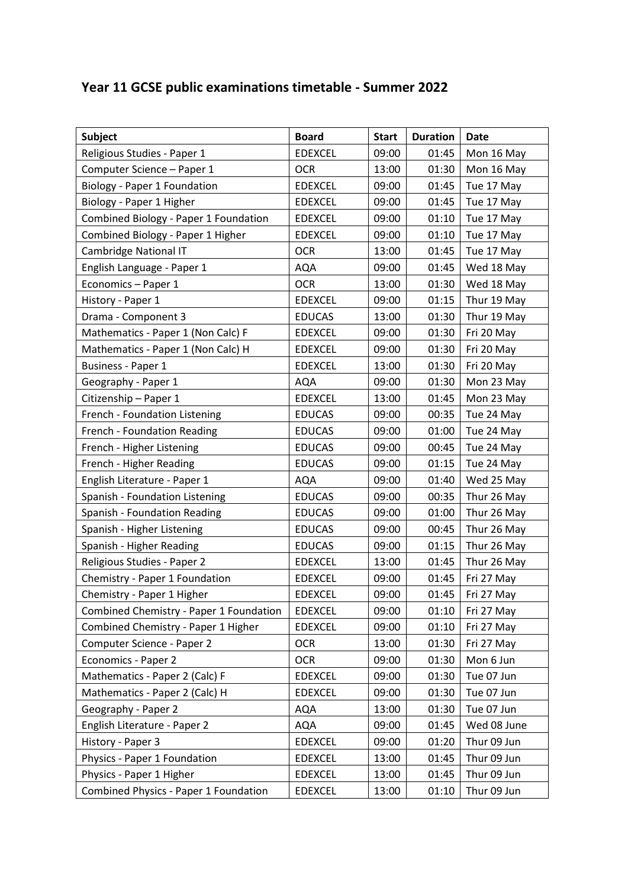## Year 11 GCSE public examinations timetable - Summer 2022

| Subject | Board | Start | Duration | Date |
|---|---|---|---|---|
| Religious Studies - Paper 1 | EDEXCEL | 09:00 | 01:45 | Mon 16 May |
| Computer Science – Paper 1 | OCR | 13:00 | 01:30 | Mon 16 May |
| Biology - Paper 1 Foundation | EDEXCEL | 09:00 | 01:45 | Tue 17 May |
| Biology - Paper 1 Higher | EDEXCEL | 09:00 | 01:45 | Tue 17 May |
| Combined Biology - Paper 1 Foundation | EDEXCEL | 09:00 | 01:10 | Tue 17 May |
| Combined Biology - Paper 1 Higher | EDEXCEL | 09:00 | 01:10 | Tue 17 May |
| Cambridge National IT | OCR | 13:00 | 01:45 | Tue 17 May |
| English Language - Paper 1 | AQA | 09:00 | 01:45 | Wed 18 May |
| Economics – Paper 1 | OCR | 13:00 | 01:30 | Wed 18 May |
| History - Paper 1 | EDEXCEL | 09:00 | 01:15 | Thur 19 May |
| Drama - Component 3 | EDUCAS | 13:00 | 01:30 | Thur 19 May |
| Mathematics - Paper 1 (Non Calc) F | EDEXCEL | 09:00 | 01:30 | Fri 20 May |
| Mathematics - Paper 1 (Non Calc) H | EDEXCEL | 09:00 | 01:30 | Fri 20 May |
| Business - Paper 1 | EDEXCEL | 13:00 | 01:30 | Fri 20 May |
| Geography - Paper 1 | AQA | 09:00 | 01:30 | Mon 23 May |
| Citizenship – Paper 1 | EDEXCEL | 13:00 | 01:45 | Mon 23 May |
| French - Foundation Listening | EDUCAS | 09:00 | 00:35 | Tue 24 May |
| French - Foundation Reading | EDUCAS | 09:00 | 01:00 | Tue 24 May |
| French - Higher Listening | EDUCAS | 09:00 | 00:45 | Tue 24 May |
| French - Higher Reading | EDUCAS | 09:00 | 01:15 | Tue 24 May |
| English Literature - Paper 1 | AQA | 09:00 | 01:40 | Wed 25 May |
| Spanish - Foundation Listening | EDUCAS | 09:00 | 00:35 | Thur 26 May |
| Spanish - Foundation Reading | EDUCAS | 09:00 | 01:00 | Thur 26 May |
| Spanish - Higher Listening | EDUCAS | 09:00 | 00:45 | Thur 26 May |
| Spanish - Higher Reading | EDUCAS | 09:00 | 01:15 | Thur 26 May |
| Religious Studies - Paper 2 | EDEXCEL | 13:00 | 01:45 | Thur 26 May |
| Chemistry - Paper 1 Foundation | EDEXCEL | 09:00 | 01:45 | Fri 27 May |
| Chemistry - Paper 1 Higher | EDEXCEL | 09:00 | 01:45 | Fri 27 May |
| Combined Chemistry - Paper 1 Foundation | EDEXCEL | 09:00 | 01:10 | Fri 27 May |
| Combined Chemistry - Paper 1 Higher | EDEXCEL | 09:00 | 01:10 | Fri 27 May |
| Computer Science - Paper 2 | OCR | 13:00 | 01:30 | Fri 27 May |
| Economics - Paper 2 | OCR | 09:00 | 01:30 | Mon 6 Jun |
| Mathematics - Paper 2 (Calc) F | EDEXCEL | 09:00 | 01:30 | Tue 07 Jun |
| Mathematics - Paper 2 (Calc) H | EDEXCEL | 09:00 | 01:30 | Tue 07 Jun |
| Geography - Paper 2 | AQA | 13:00 | 01:30 | Tue 07 Jun |
| English Literature - Paper 2 | AQA | 09:00 | 01:45 | Wed 08 June |
| History - Paper 3 | EDEXCEL | 09:00 | 01:20 | Thur 09 Jun |
| Physics - Paper 1 Foundation | EDEXCEL | 13:00 | 01:45 | Thur 09 Jun |
| Physics - Paper 1 Higher | EDEXCEL | 13:00 | 01:45 | Thur 09 Jun |
| Combined Physics - Paper 1 Foundation | EDEXCEL | 13:00 | 01:10 | Thur 09 Jun |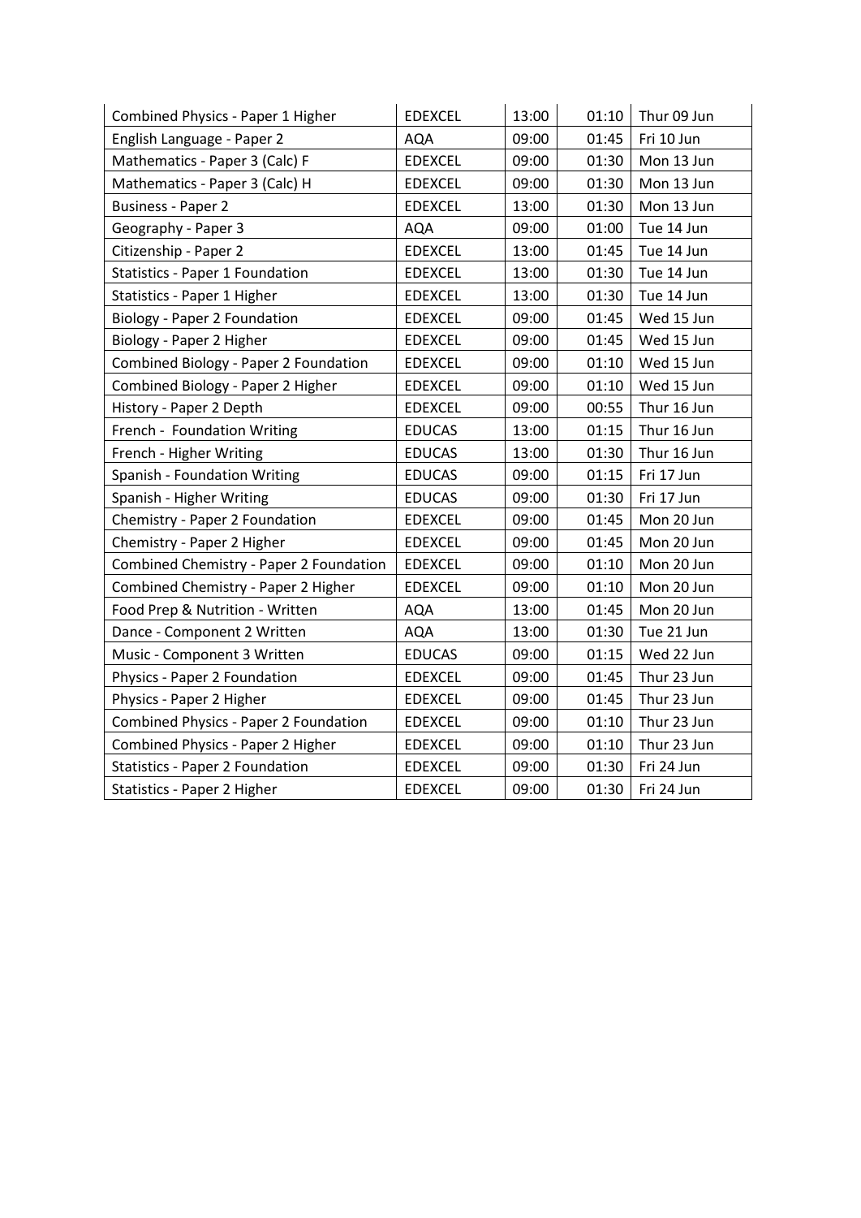| | | | | |
|---|---|---|---|---|
| Combined Physics - Paper 1 Higher | EDEXCEL | 13:00 | 01:10 | Thur 09 Jun |
| English Language - Paper 2 | AQA | 09:00 | 01:45 | Fri 10 Jun |
| Mathematics - Paper 3 (Calc) F | EDEXCEL | 09:00 | 01:30 | Mon 13 Jun |
| Mathematics - Paper 3 (Calc) H | EDEXCEL | 09:00 | 01:30 | Mon 13 Jun |
| Business - Paper 2 | EDEXCEL | 13:00 | 01:30 | Mon 13 Jun |
| Geography - Paper 3 | AQA | 09:00 | 01:00 | Tue 14 Jun |
| Citizenship - Paper 2 | EDEXCEL | 13:00 | 01:45 | Tue 14 Jun |
| Statistics - Paper 1 Foundation | EDEXCEL | 13:00 | 01:30 | Tue 14 Jun |
| Statistics - Paper 1 Higher | EDEXCEL | 13:00 | 01:30 | Tue 14 Jun |
| Biology - Paper 2 Foundation | EDEXCEL | 09:00 | 01:45 | Wed 15 Jun |
| Biology - Paper 2 Higher | EDEXCEL | 09:00 | 01:45 | Wed 15 Jun |
| Combined Biology - Paper 2 Foundation | EDEXCEL | 09:00 | 01:10 | Wed 15 Jun |
| Combined Biology - Paper 2 Higher | EDEXCEL | 09:00 | 01:10 | Wed 15 Jun |
| History - Paper 2 Depth | EDEXCEL | 09:00 | 00:55 | Thur 16 Jun |
| French -  Foundation Writing | EDUCAS | 13:00 | 01:15 | Thur 16 Jun |
| French - Higher Writing | EDUCAS | 13:00 | 01:30 | Thur 16 Jun |
| Spanish - Foundation Writing | EDUCAS | 09:00 | 01:15 | Fri 17 Jun |
| Spanish - Higher Writing | EDUCAS | 09:00 | 01:30 | Fri 17 Jun |
| Chemistry - Paper 2 Foundation | EDEXCEL | 09:00 | 01:45 | Mon 20 Jun |
| Chemistry - Paper 2 Higher | EDEXCEL | 09:00 | 01:45 | Mon 20 Jun |
| Combined Chemistry - Paper 2 Foundation | EDEXCEL | 09:00 | 01:10 | Mon 20 Jun |
| Combined Chemistry - Paper 2 Higher | EDEXCEL | 09:00 | 01:10 | Mon 20 Jun |
| Food Prep & Nutrition - Written | AQA | 13:00 | 01:45 | Mon 20 Jun |
| Dance - Component 2 Written | AQA | 13:00 | 01:30 | Tue 21 Jun |
| Music - Component 3 Written | EDUCAS | 09:00 | 01:15 | Wed 22 Jun |
| Physics - Paper 2 Foundation | EDEXCEL | 09:00 | 01:45 | Thur 23 Jun |
| Physics - Paper 2 Higher | EDEXCEL | 09:00 | 01:45 | Thur 23 Jun |
| Combined Physics - Paper 2 Foundation | EDEXCEL | 09:00 | 01:10 | Thur 23 Jun |
| Combined Physics - Paper 2 Higher | EDEXCEL | 09:00 | 01:10 | Thur 23 Jun |
| Statistics - Paper 2 Foundation | EDEXCEL | 09:00 | 01:30 | Fri 24 Jun |
| Statistics - Paper 2 Higher | EDEXCEL | 09:00 | 01:30 | Fri 24 Jun |